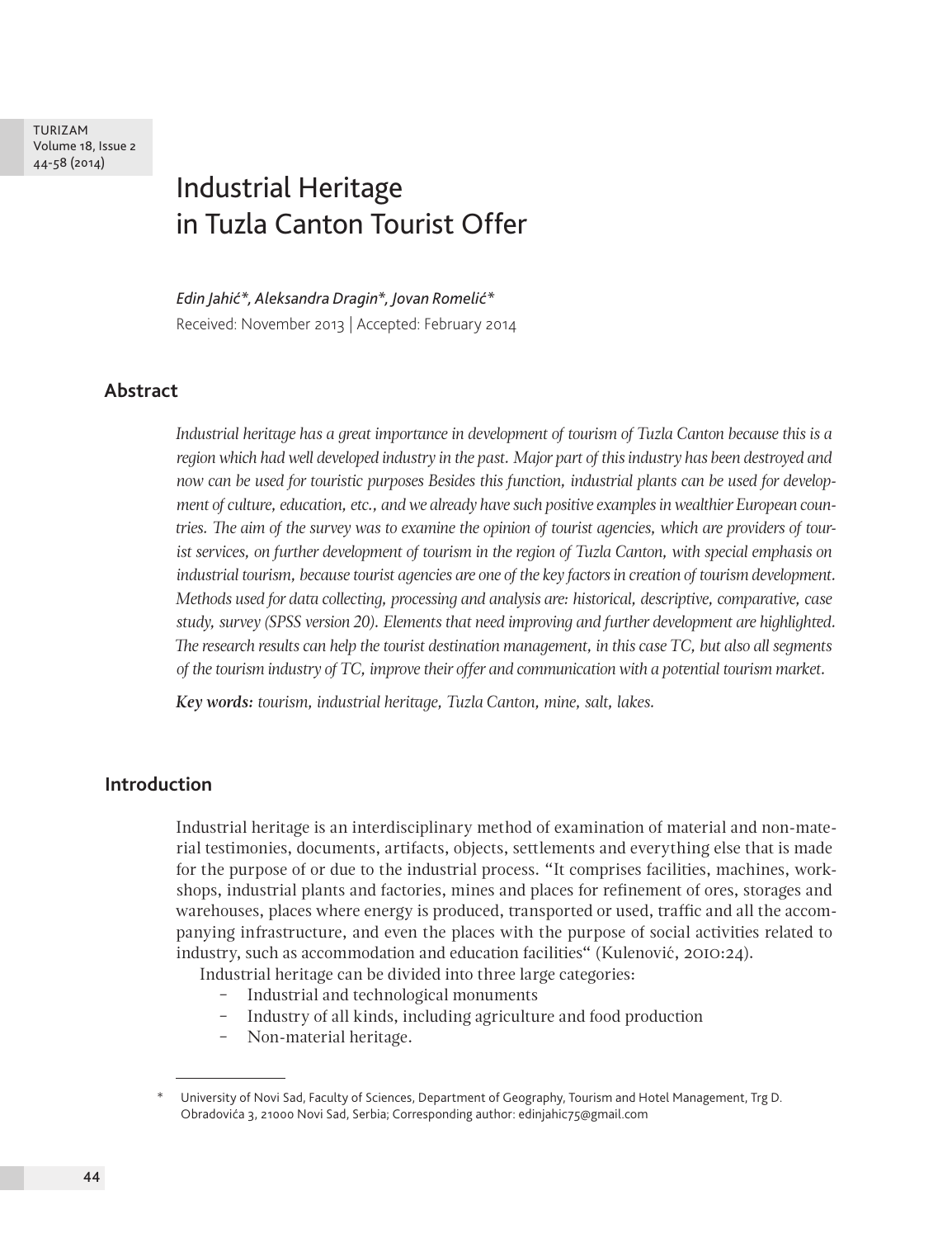# Industrial Heritage in Tuzla Canton Tourist Offer

*Edin Jahić\*, Aleksandra Dragin\*, Jovan Romelić\**

Received: November 2013 | Accepted: February 2014

## Abstract

*Industrial heritage has a great importance in development of tourism of Tuzla Canton because this is a region which had well developed industry in the past. Major part of this industry has been destroyed and now can be used for touristic purposes Besides this function, industrial plants can be used for development of culture, education, etc., and we already have such positive examples in wealthier European countries. The aim of the survey was to examine the opinion of tourist agencies, which are providers of tourist services, on further development of tourism in the region of Tuzla Canton, with special emphasis on industrial tourism, because tourist agencies are one of the key factors in creation of tourism development. Methods used for data collecting, processing and analysis are: historical, descriptive, comparative, case study, survey (SPSS version 20). Elements that need improving and further development are highlighted. The research results can help the tourist destination management, in this case TC, but also all segments of the tourism industry of TC, improve their offer and communication with a potential tourism market.*

***Key words:*** *tourism, industrial heritage, Tuzla Canton, mine, salt, lakes.*

## Introduction

Industrial heritage is an interdisciplinary method of examination of material and non-material testimonies, documents, artifacts, objects, settlements and everything else that is made for the purpose of or due to the industrial process. "It comprises facilities, machines, workshops, industrial plants and factories, mines and places for refinement of ores, storages and warehouses, places where energy is produced, transported or used, traffic and all the accompanying infrastructure, and even the places with the purpose of social activities related to industry, such as accommodation and education facilities" (Kulenović, 2010:24).

Industrial heritage can be divided into three large categories:

- Industrial and technological monuments
- Industry of all kinds, including agriculture and food production
- Non-material heritage.

---

\* University of Novi Sad, Faculty of Sciences, Department of Geography, Tourism and Hotel Management, Trg D. Obradovića 3, 21000 Novi Sad, Serbia; Corresponding author: edinjahic75@gmail.com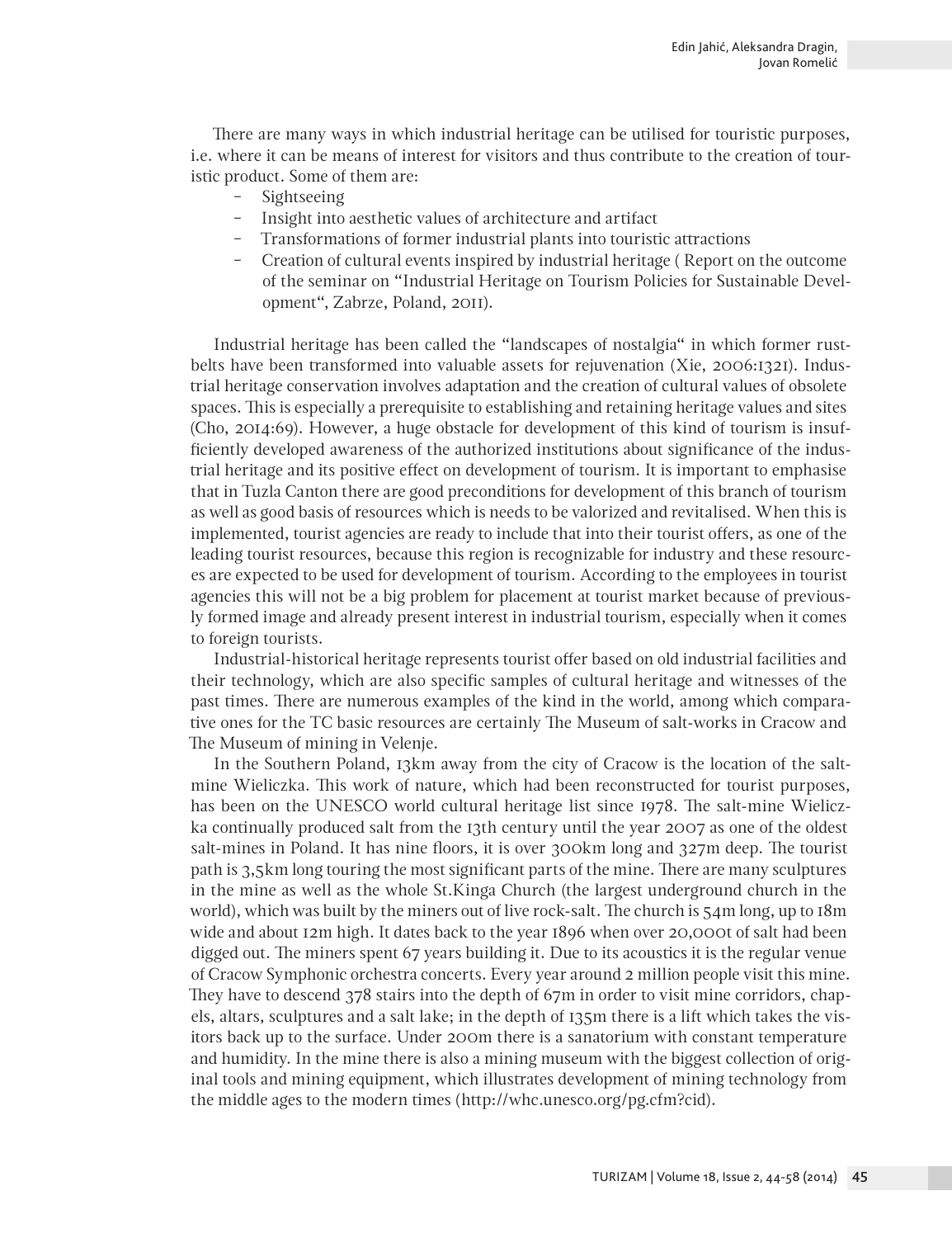There are many ways in which industrial heritage can be utilised for touristic purposes, i.e. where it can be means of interest for visitors and thus contribute to the creation of touristic product. Some of them are:

- Sightseeing
- Insight into aesthetic values of architecture and artifact
- Transformations of former industrial plants into touristic attractions
- Creation of cultural events inspired by industrial heritage ( Report on the outcome of the seminar on "Industrial Heritage on Tourism Policies for Sustainable Development", Zabrze, Poland, 2011).

Industrial heritage has been called the "landscapes of nostalgia" in which former rustbelts have been transformed into valuable assets for rejuvenation (Xie, 2006:1321). Industrial heritage conservation involves adaptation and the creation of cultural values of obsolete spaces. This is especially a prerequisite to establishing and retaining heritage values and sites (Cho, 2014:69). However, a huge obstacle for development of this kind of tourism is insufficiently developed awareness of the authorized institutions about significance of the industrial heritage and its positive effect on development of tourism. It is important to emphasise that in Tuzla Canton there are good preconditions for development of this branch of tourism as well as good basis of resources which is needs to be valorized and revitalised. When this is implemented, tourist agencies are ready to include that into their tourist offers, as one of the leading tourist resources, because this region is recognizable for industry and these resources are expected to be used for development of tourism. According to the employees in tourist agencies this will not be a big problem for placement at tourist market because of previously formed image and already present interest in industrial tourism, especially when it comes to foreign tourists.

Industrial-historical heritage represents tourist offer based on old industrial facilities and their technology, which are also specific samples of cultural heritage and witnesses of the past times. There are numerous examples of the kind in the world, among which comparative ones for the TC basic resources are certainly The Museum of salt-works in Cracow and The Museum of mining in Velenje.

In the Southern Poland, 13km away from the city of Cracow is the location of the salt-mine Wieliczka. This work of nature, which had been reconstructed for tourist purposes, has been on the UNESCO world cultural heritage list since 1978. The salt-mine Wieliczka continually produced salt from the 13th century until the year 2007 as one of the oldest salt-mines in Poland. It has nine floors, it is over 300km long and 327m deep. The tourist path is 3,5km long touring the most significant parts of the mine. There are many sculptures in the mine as well as the whole St.Kinga Church (the largest underground church in the world), which was built by the miners out of live rock-salt. The church is 54m long, up to 18m wide and about 12m high. It dates back to the year 1896 when over 20,000t of salt had been digged out. The miners spent 67 years building it. Due to its acoustics it is the regular venue of Cracow Symphonic orchestra concerts. Every year around 2 million people visit this mine. They have to descend 378 stairs into the depth of 67m in order to visit mine corridors, chapels, altars, sculptures and a salt lake; in the depth of 135m there is a lift which takes the visitors back up to the surface. Under 200m there is a sanatorium with constant temperature and humidity. In the mine there is also a mining museum with the biggest collection of original tools and mining equipment, which illustrates development of mining technology from the middle ages to the modern times (http://whc.unesco.org/pg.cfm?cid).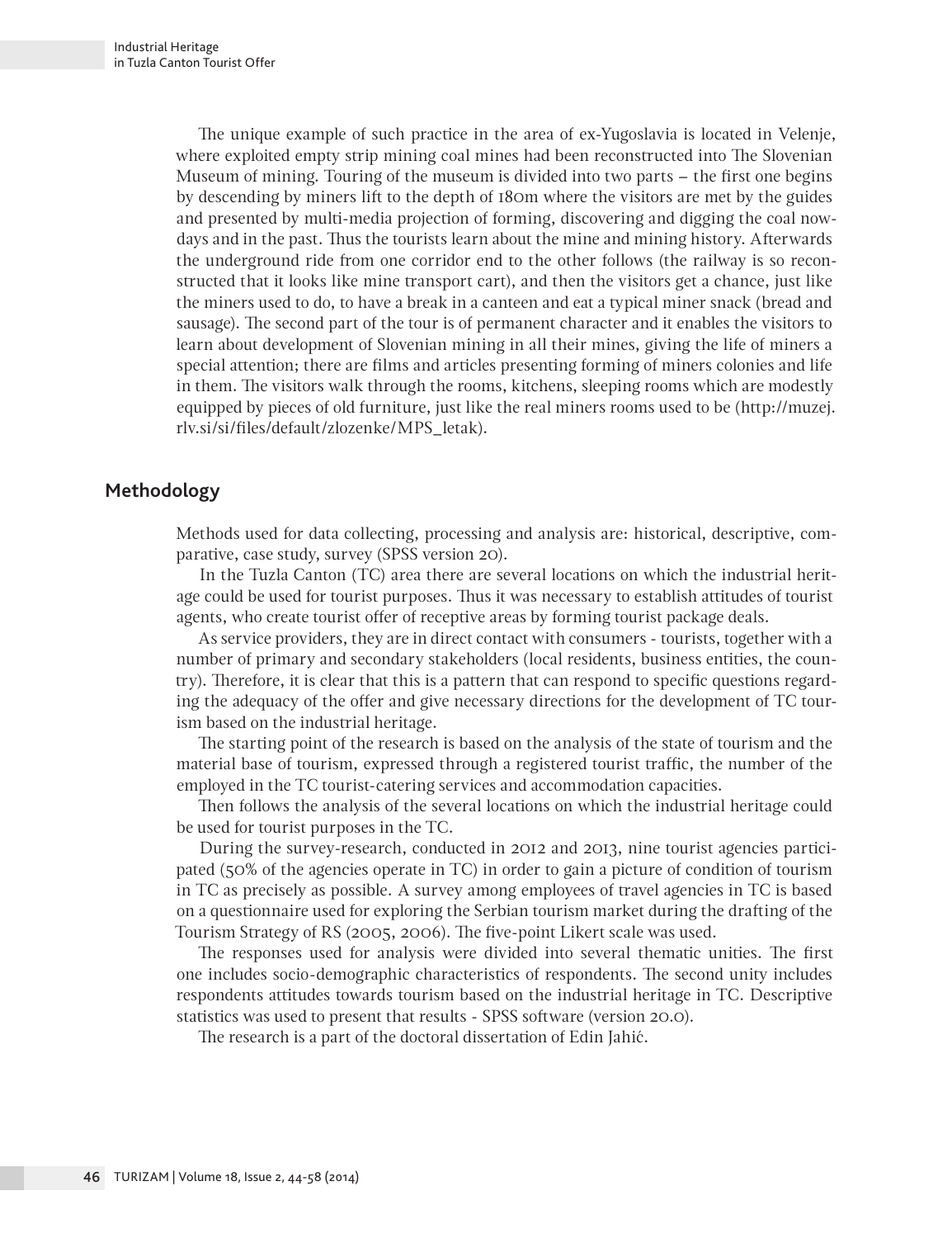The unique example of such practice in the area of ex-Yugoslavia is located in Velenje, where exploited empty strip mining coal mines had been reconstructed into The Slovenian Museum of mining. Touring of the museum is divided into two parts – the first one begins by descending by miners lift to the depth of 180m where the visitors are met by the guides and presented by multi-media projection of forming, discovering and digging the coal nowdays and in the past. Thus the tourists learn about the mine and mining history. Afterwards the underground ride from one corridor end to the other follows (the railway is so reconstructed that it looks like mine transport cart), and then the visitors get a chance, just like the miners used to do, to have a break in a canteen and eat a typical miner snack (bread and sausage). The second part of the tour is of permanent character and it enables the visitors to learn about development of Slovenian mining in all their mines, giving the life of miners a special attention; there are films and articles presenting forming of miners colonies and life in them. The visitors walk through the rooms, kitchens, sleeping rooms which are modestly equipped by pieces of old furniture, just like the real miners rooms used to be (http://muzej.rlv.si/si/files/default/zlozenke/MPS_letak).

## Methodology

Methods used for data collecting, processing and analysis are: historical, descriptive, comparative, case study, survey (SPSS version 20).

In the Tuzla Canton (TC) area there are several locations on which the industrial heritage could be used for tourist purposes. Thus it was necessary to establish attitudes of tourist agents, who create tourist offer of receptive areas by forming tourist package deals.

As service providers, they are in direct contact with consumers - tourists, together with a number of primary and secondary stakeholders (local residents, business entities, the country). Therefore, it is clear that this is a pattern that can respond to specific questions regarding the adequacy of the offer and give necessary directions for the development of TC tourism based on the industrial heritage.

The starting point of the research is based on the analysis of the state of tourism and the material base of tourism, expressed through a registered tourist traffic, the number of the employed in the TC tourist-catering services and accommodation capacities.

Then follows the analysis of the several locations on which the industrial heritage could be used for tourist purposes in the TC.

During the survey-research, conducted in 2012 and 2013, nine tourist agencies participated (50% of the agencies operate in TC) in order to gain a picture of condition of tourism in TC as precisely as possible. A survey among employees of travel agencies in TC is based on a questionnaire used for exploring the Serbian tourism market during the drafting of the Tourism Strategy of RS (2005, 2006). The five-point Likert scale was used.

The responses used for analysis were divided into several thematic unities. The first one includes socio-demographic characteristics of respondents. The second unity includes respondents attitudes towards tourism based on the industrial heritage in TC. Descriptive statistics was used to present that results - SPSS software (version 20.0).

The research is a part of the doctoral dissertation of Edin Jahić.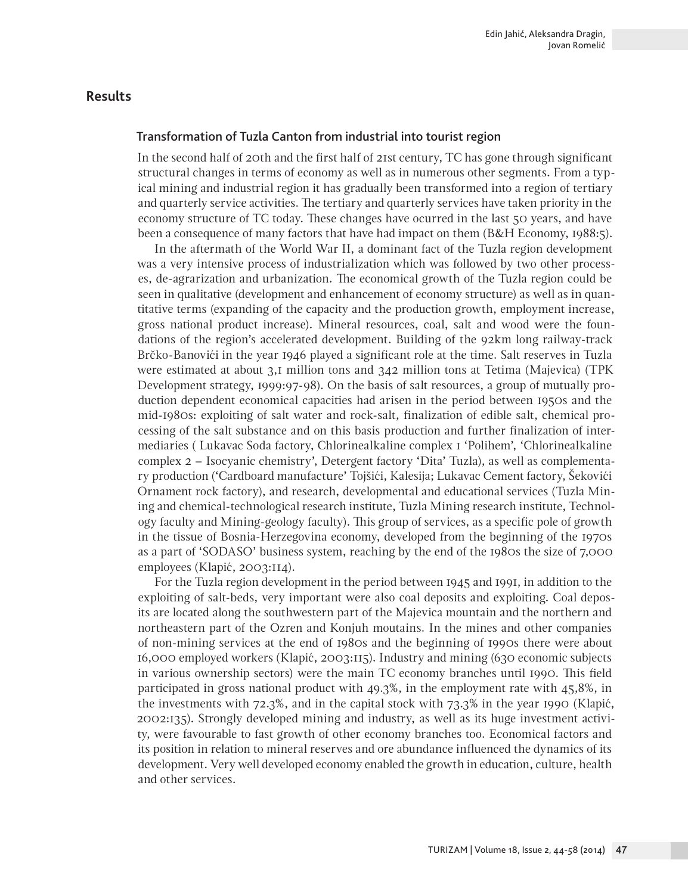## Results

### Transformation of Tuzla Canton from industrial into tourist region

In the second half of 20th and the first half of 21st century, TC has gone through significant structural changes in terms of economy as well as in numerous other segments. From a typical mining and industrial region it has gradually been transformed into a region of tertiary and quarterly service activities. The tertiary and quarterly services have taken priority in the economy structure of TC today. These changes have ocurred in the last 50 years, and have been a consequence of many factors that have had impact on them (B&H Economy, 1988:5).

In the aftermath of the World War II, a dominant fact of the Tuzla region development was a very intensive process of industrialization which was followed by two other processes, de-agrarization and urbanization. The economical growth of the Tuzla region could be seen in qualitative (development and enhancement of economy structure) as well as in quantitative terms (expanding of the capacity and the production growth, employment increase, gross national product increase). Mineral resources, coal, salt and wood were the foundations of the region's accelerated development. Building of the 92km long railway-track Brčko-Banovići in the year 1946 played a significant role at the time. Salt reserves in Tuzla were estimated at about 3,1 million tons and 342 million tons at Tetima (Majevica) (TPK Development strategy, 1999:97-98). On the basis of salt resources, a group of mutually production dependent economical capacities had arisen in the period between 1950s and the mid-1980s: exploiting of salt water and rock-salt, finalization of edible salt, chemical processing of the salt substance and on this basis production and further finalization of intermediaries ( Lukavac Soda factory, Chlorinealkaline complex 1 'Polihem', 'Chlorinealkaline complex 2 – Isocyanic chemistry', Detergent factory 'Dita' Tuzla), as well as complementary production ('Cardboard manufacture' Tojšići, Kalesija; Lukavac Cement factory, Šekovići Ornament rock factory), and research, developmental and educational services (Tuzla Mining and chemical-technological research institute, Tuzla Mining research institute, Technology faculty and Mining-geology faculty). This group of services, as a specific pole of growth in the tissue of Bosnia-Herzegovina economy, developed from the beginning of the 1970s as a part of 'SODASO' business system, reaching by the end of the 1980s the size of 7,000 employees (Klapić, 2003:114).

For the Tuzla region development in the period between 1945 and 1991, in addition to the exploiting of salt-beds, very important were also coal deposits and exploiting. Coal deposits are located along the southwestern part of the Majevica mountain and the northern and northeastern part of the Ozren and Konjuh moutains. In the mines and other companies of non-mining services at the end of 1980s and the beginning of 1990s there were about 16,000 employed workers (Klapić, 2003:115). Industry and mining (630 economic subjects in various ownership sectors) were the main TC economy branches until 1990. This field participated in gross national product with 49.3%, in the employment rate with 45,8%, in the investments with 72.3%, and in the capital stock with 73.3% in the year 1990 (Klapić, 2002:135). Strongly developed mining and industry, as well as its huge investment activity, were favourable to fast growth of other economy branches too. Economical factors and its position in relation to mineral reserves and ore abundance influenced the dynamics of its development. Very well developed economy enabled the growth in education, culture, health and other services.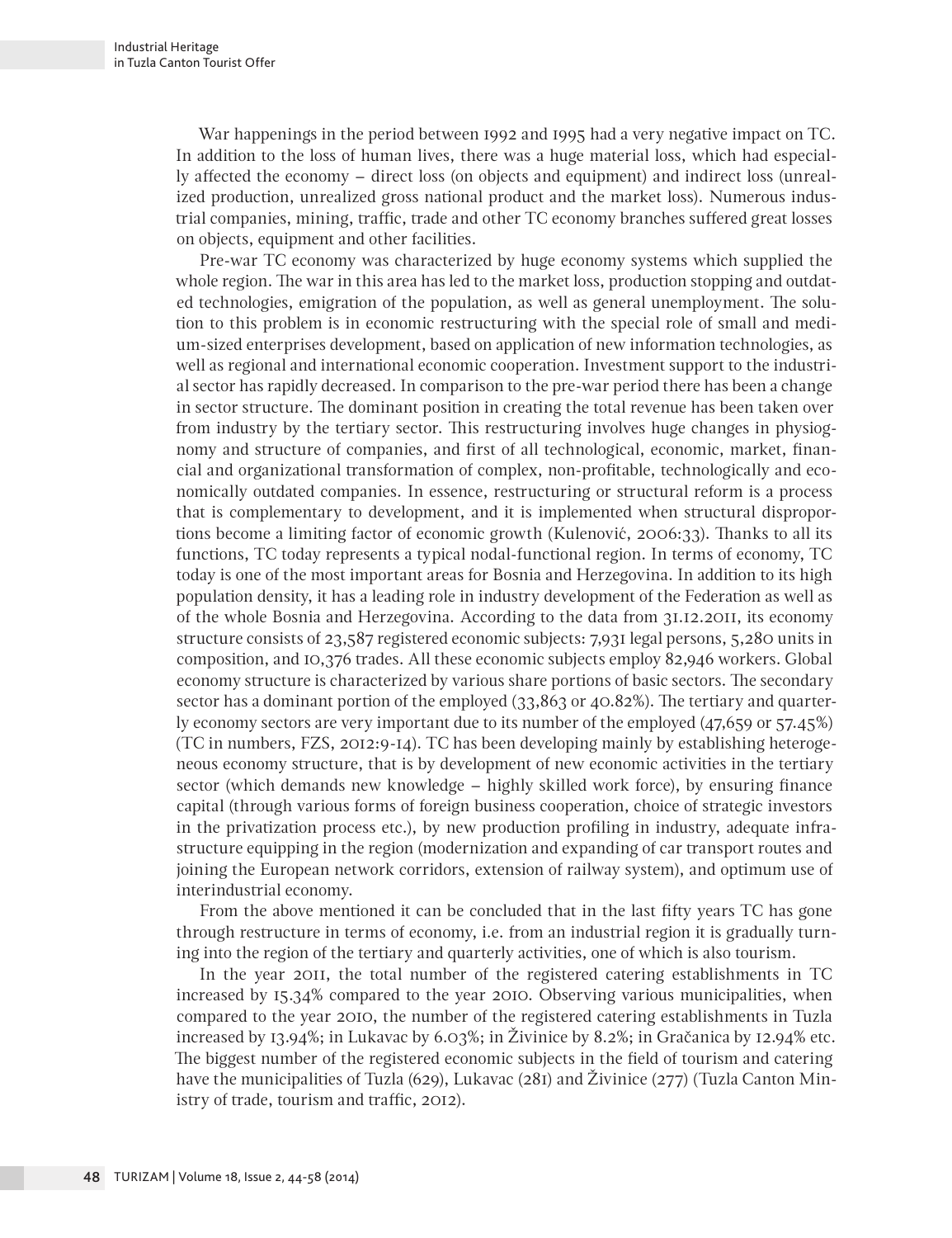War happenings in the period between 1992 and 1995 had a very negative impact on TC. In addition to the loss of human lives, there was a huge material loss, which had especially affected the economy – direct loss (on objects and equipment) and indirect loss (unrealized production, unrealized gross national product and the market loss). Numerous industrial companies, mining, traffic, trade and other TC economy branches suffered great losses on objects, equipment and other facilities.

Pre-war TC economy was characterized by huge economy systems which supplied the whole region. The war in this area has led to the market loss, production stopping and outdated technologies, emigration of the population, as well as general unemployment. The solution to this problem is in economic restructuring with the special role of small and medium-sized enterprises development, based on application of new information technologies, as well as regional and international economic cooperation. Investment support to the industrial sector has rapidly decreased. In comparison to the pre-war period there has been a change in sector structure. The dominant position in creating the total revenue has been taken over from industry by the tertiary sector. This restructuring involves huge changes in physiognomy and structure of companies, and first of all technological, economic, market, financial and organizational transformation of complex, non-profitable, technologically and economically outdated companies. In essence, restructuring or structural reform is a process that is complementary to development, and it is implemented when structural disproportions become a limiting factor of economic growth (Kulenović, 2006:33). Thanks to all its functions, TC today represents a typical nodal-functional region. In terms of economy, TC today is one of the most important areas for Bosnia and Herzegovina. In addition to its high population density, it has a leading role in industry development of the Federation as well as of the whole Bosnia and Herzegovina. According to the data from 31.12.2011, its economy structure consists of 23,587 registered economic subjects: 7,931 legal persons, 5,280 units in composition, and 10,376 trades. All these economic subjects employ 82,946 workers. Global economy structure is characterized by various share portions of basic sectors. The secondary sector has a dominant portion of the employed (33,863 or 40.82%). The tertiary and quarterly economy sectors are very important due to its number of the employed (47,659 or 57.45%) (TC in numbers, FZS, 2012:9-14). TC has been developing mainly by establishing heterogeneous economy structure, that is by development of new economic activities in the tertiary sector (which demands new knowledge – highly skilled work force), by ensuring finance capital (through various forms of foreign business cooperation, choice of strategic investors in the privatization process etc.), by new production profiling in industry, adequate infrastructure equipping in the region (modernization and expanding of car transport routes and joining the European network corridors, extension of railway system), and optimum use of interindustrial economy.

From the above mentioned it can be concluded that in the last fifty years TC has gone through restructure in terms of economy, i.e. from an industrial region it is gradually turning into the region of the tertiary and quarterly activities, one of which is also tourism.

In the year 2011, the total number of the registered catering establishments in TC increased by 15.34% compared to the year 2010. Observing various municipalities, when compared to the year 2010, the number of the registered catering establishments in Tuzla increased by 13.94%; in Lukavac by 6.03%; in Živinice by 8.2%; in Gračanica by 12.94% etc. The biggest number of the registered economic subjects in the field of tourism and catering have the municipalities of Tuzla (629), Lukavac (281) and Živinice (277) (Tuzla Canton Ministry of trade, tourism and traffic, 2012).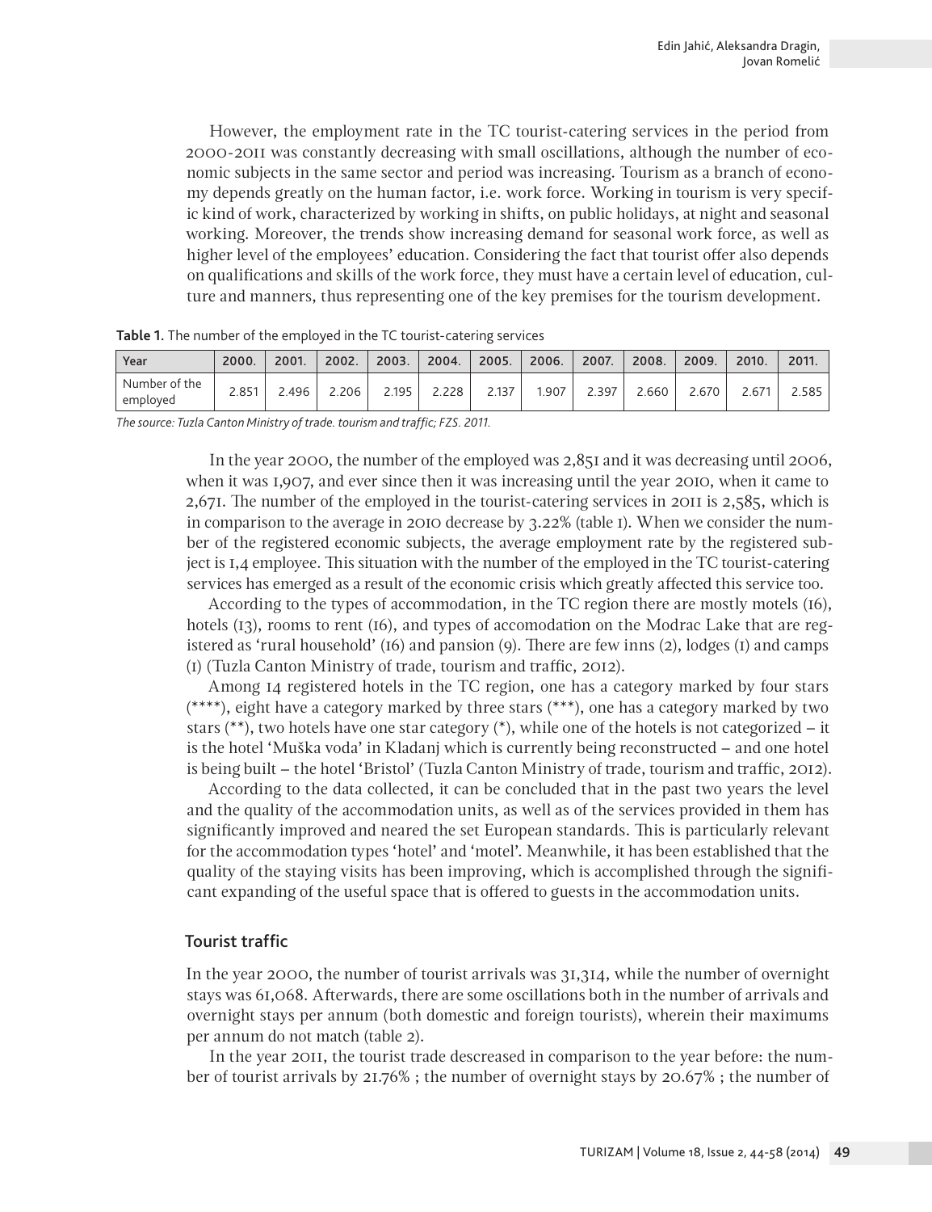However, the employment rate in the TC tourist-catering services in the period from 2000-2011 was constantly decreasing with small oscillations, although the number of economic subjects in the same sector and period was increasing. Tourism as a branch of economy depends greatly on the human factor, i.e. work force. Working in tourism is very specific kind of work, characterized by working in shifts, on public holidays, at night and seasonal working. Moreover, the trends show increasing demand for seasonal work force, as well as higher level of the employees' education. Considering the fact that tourist offer also depends on qualifications and skills of the work force, they must have a certain level of education, culture and manners, thus representing one of the key premises for the tourism development.

**Table 1.** The number of the employed in the TC tourist-catering services

| Year | 2000. | 2001. | 2002. | 2003. | 2004. | 2005. | 2006. | 2007. | 2008. | 2009. | 2010. | 2011. |
|---|---|---|---|---|---|---|---|---|---|---|---|---|
| Number of the employed | 2.851 | 2.496 | 2.206 | 2.195 | 2.228 | 2.137 | 1.907 | 2.397 | 2.660 | 2.670 | 2.671 | 2.585 |

*The source: Tuzla Canton Ministry of trade. tourism and traffic; FZS. 2011.*

In the year 2000, the number of the employed was 2,851 and it was decreasing until 2006, when it was 1,907, and ever since then it was increasing until the year 2010, when it came to 2,671. The number of the employed in the tourist-catering services in 2011 is 2,585, which is in comparison to the average in 2010 decrease by 3.22% (table 1). When we consider the number of the registered economic subjects, the average employment rate by the registered subject is 1,4 employee. This situation with the number of the employed in the TC tourist-catering services has emerged as a result of the economic crisis which greatly affected this service too.

According to the types of accommodation, in the TC region there are mostly motels (16), hotels (13), rooms to rent (16), and types of accomodation on the Modrac Lake that are registered as 'rural household' (16) and pansion (9). There are few inns (2), lodges (1) and camps (1) (Tuzla Canton Ministry of trade, tourism and traffic, 2012).

Among 14 registered hotels in the TC region, one has a category marked by four stars (****), eight have a category marked by three stars (***), one has a category marked by two stars (**), two hotels have one star category (*), while one of the hotels is not categorized – it is the hotel 'Muška voda' in Kladanj which is currently being reconstructed – and one hotel is being built – the hotel 'Bristol' (Tuzla Canton Ministry of trade, tourism and traffic, 2012).

According to the data collected, it can be concluded that in the past two years the level and the quality of the accommodation units, as well as of the services provided in them has significantly improved and neared the set European standards. This is particularly relevant for the accommodation types 'hotel' and 'motel'. Meanwhile, it has been established that the quality of the staying visits has been improving, which is accomplished through the significant expanding of the useful space that is offered to guests in the accommodation units.

## Tourist traffic

In the year 2000, the number of tourist arrivals was 31,314, while the number of overnight stays was 61,068. Afterwards, there are some oscillations both in the number of arrivals and overnight stays per annum (both domestic and foreign tourists), wherein their maximums per annum do not match (table 2).

In the year 2011, the tourist trade descreased in comparison to the year before: the number of tourist arrivals by 21.76% ; the number of overnight stays by 20.67% ; the number of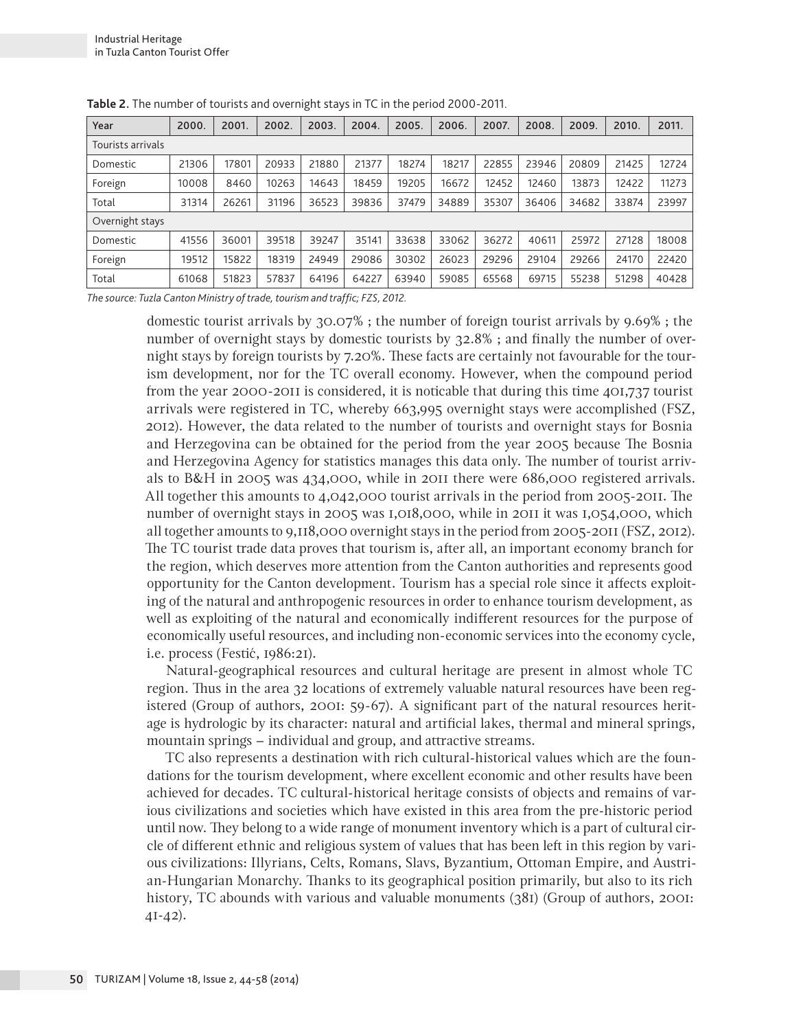**Table 2.** The number of tourists and overnight stays in TC in the period 2000-2011.

| Year | 2000. | 2001. | 2002. | 2003. | 2004. | 2005. | 2006. | 2007. | 2008. | 2009. | 2010. | 2011. |
|---|---|---|---|---|---|---|---|---|---|---|---|---|
| Tourists arrivals | | | | | | | | | | | | |
| Domestic | 21306 | 17801 | 20933 | 21880 | 21377 | 18274 | 18217 | 22855 | 23946 | 20809 | 21425 | 12724 |
| Foreign | 10008 | 8460 | 10263 | 14643 | 18459 | 19205 | 16672 | 12452 | 12460 | 13873 | 12422 | 11273 |
| Total | 31314 | 26261 | 31196 | 36523 | 39836 | 37479 | 34889 | 35307 | 36406 | 34682 | 33874 | 23997 |
| Overnight stays | | | | | | | | | | | | |
| Domestic | 41556 | 36001 | 39518 | 39247 | 35141 | 33638 | 33062 | 36272 | 40611 | 25972 | 27128 | 18008 |
| Foreign | 19512 | 15822 | 18319 | 24949 | 29086 | 30302 | 26023 | 29296 | 29104 | 29266 | 24170 | 22420 |
| Total | 61068 | 51823 | 57837 | 64196 | 64227 | 63940 | 59085 | 65568 | 69715 | 55238 | 51298 | 40428 |

*The source: Tuzla Canton Ministry of trade, tourism and traffic; FZS, 2012.*

domestic tourist arrivals by 30.07% ; the number of foreign tourist arrivals by 9.69% ; the number of overnight stays by domestic tourists by 32.8% ; and finally the number of overnight stays by foreign tourists by 7.20%. These facts are certainly not favourable for the tourism development, nor for the TC overall economy. However, when the compound period from the year 2000-2011 is considered, it is noticable that during this time 401,737 tourist arrivals were registered in TC, whereby 663,995 overnight stays were accomplished (FSZ, 2012). However, the data related to the number of tourists and overnight stays for Bosnia and Herzegovina can be obtained for the period from the year 2005 because The Bosnia and Herzegovina Agency for statistics manages this data only. The number of tourist arrivals to B&H in 2005 was 434,000, while in 2011 there were 686,000 registered arrivals. All together this amounts to 4,042,000 tourist arrivals in the period from 2005-2011. The number of overnight stays in 2005 was 1,018,000, while in 2011 it was 1,054,000, which all together amounts to 9,118,000 overnight stays in the period from 2005-2011 (FSZ, 2012). The TC tourist trade data proves that tourism is, after all, an important economy branch for the region, which deserves more attention from the Canton authorities and represents good opportunity for the Canton development. Tourism has a special role since it affects exploiting of the natural and anthropogenic resources in order to enhance tourism development, as well as exploiting of the natural and economically indifferent resources for the purpose of economically useful resources, and including non-economic services into the economy cycle, i.e. process (Festić, 1986:21).

Natural-geographical resources and cultural heritage are present in almost whole TC region. Thus in the area 32 locations of extremely valuable natural resources have been registered (Group of authors, 2001: 59-67). A significant part of the natural resources heritage is hydrologic by its character: natural and artificial lakes, thermal and mineral springs, mountain springs – individual and group, and attractive streams.

TC also represents a destination with rich cultural-historical values which are the foundations for the tourism development, where excellent economic and other results have been achieved for decades. TC cultural-historical heritage consists of objects and remains of various civilizations and societies which have existed in this area from the pre-historic period until now. They belong to a wide range of monument inventory which is a part of cultural circle of different ethnic and religious system of values that has been left in this region by various civilizations: Illyrians, Celts, Romans, Slavs, Byzantium, Ottoman Empire, and Austrian-Hungarian Monarchy. Thanks to its geographical position primarily, but also to its rich history, TC abounds with various and valuable monuments (381) (Group of authors, 2001: 41-42).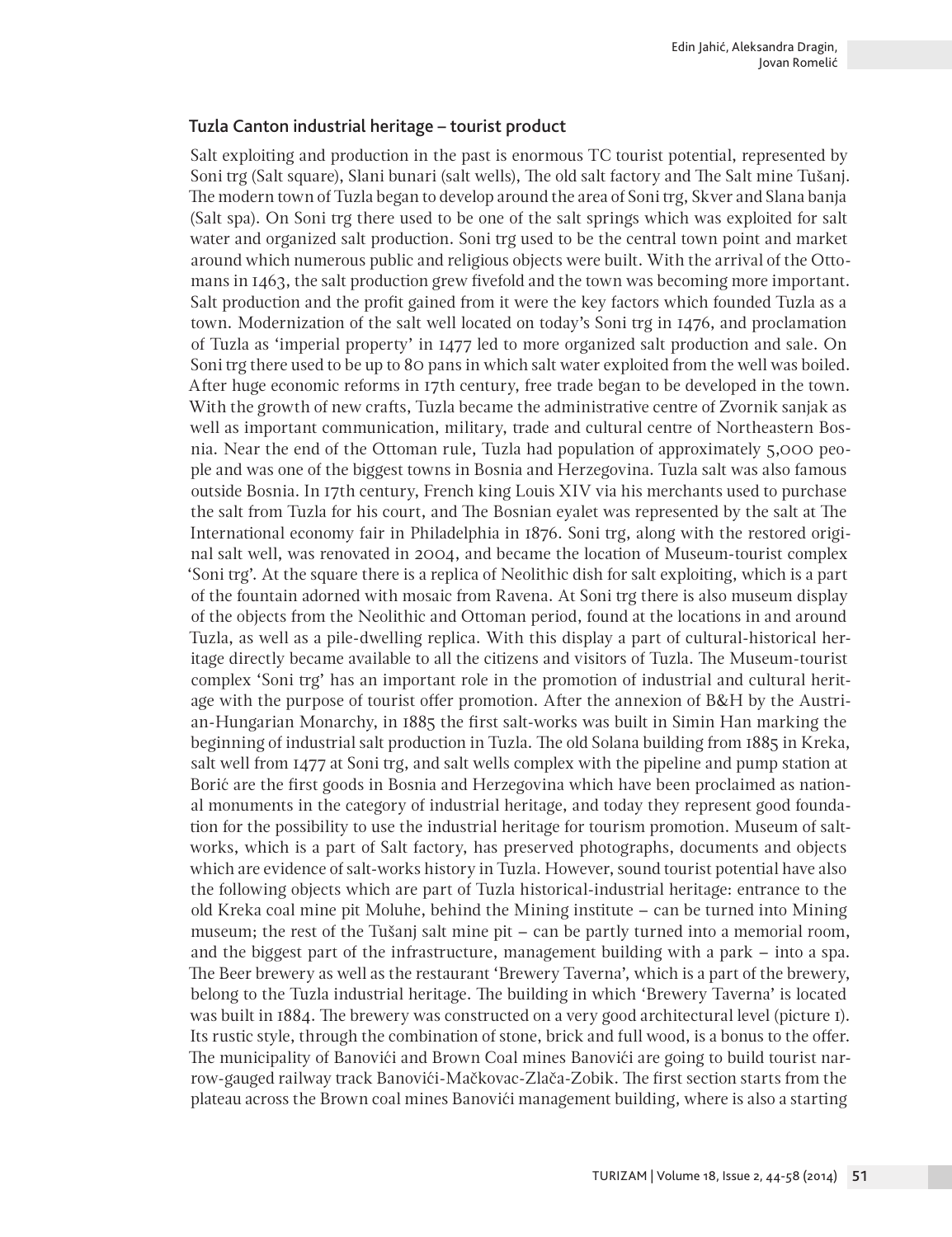## Tuzla Canton industrial heritage – tourist product

Salt exploiting and production in the past is enormous TC tourist potential, represented by Soni trg (Salt square), Slani bunari (salt wells), The old salt factory and The Salt mine Tušanj. The modern town of Tuzla began to develop around the area of Soni trg, Skver and Slana banja (Salt spa). On Soni trg there used to be one of the salt springs which was exploited for salt water and organized salt production. Soni trg used to be the central town point and market around which numerous public and religious objects were built. With the arrival of the Ottomans in 1463, the salt production grew fivefold and the town was becoming more important. Salt production and the profit gained from it were the key factors which founded Tuzla as a town. Modernization of the salt well located on today's Soni trg in 1476, and proclamation of Tuzla as 'imperial property' in 1477 led to more organized salt production and sale. On Soni trg there used to be up to 80 pans in which salt water exploited from the well was boiled. After huge economic reforms in 17th century, free trade began to be developed in the town. With the growth of new crafts, Tuzla became the administrative centre of Zvornik sanjak as well as important communication, military, trade and cultural centre of Northeastern Bosnia. Near the end of the Ottoman rule, Tuzla had population of approximately 5,000 people and was one of the biggest towns in Bosnia and Herzegovina. Tuzla salt was also famous outside Bosnia. In 17th century, French king Louis XIV via his merchants used to purchase the salt from Tuzla for his court, and The Bosnian eyalet was represented by the salt at The International economy fair in Philadelphia in 1876. Soni trg, along with the restored original salt well, was renovated in 2004, and became the location of Museum-tourist complex 'Soni trg'. At the square there is a replica of Neolithic dish for salt exploiting, which is a part of the fountain adorned with mosaic from Ravena. At Soni trg there is also museum display of the objects from the Neolithic and Ottoman period, found at the locations in and around Tuzla, as well as a pile-dwelling replica. With this display a part of cultural-historical heritage directly became available to all the citizens and visitors of Tuzla. The Museum-tourist complex 'Soni trg' has an important role in the promotion of industrial and cultural heritage with the purpose of tourist offer promotion. After the annexion of B&H by the Austrian-Hungarian Monarchy, in 1885 the first salt-works was built in Simin Han marking the beginning of industrial salt production in Tuzla. The old Solana building from 1885 in Kreka, salt well from 1477 at Soni trg, and salt wells complex with the pipeline and pump station at Borić are the first goods in Bosnia and Herzegovina which have been proclaimed as national monuments in the category of industrial heritage, and today they represent good foundation for the possibility to use the industrial heritage for tourism promotion. Museum of salt-works, which is a part of Salt factory, has preserved photographs, documents and objects which are evidence of salt-works history in Tuzla. However, sound tourist potential have also the following objects which are part of Tuzla historical-industrial heritage: entrance to the old Kreka coal mine pit Moluhe, behind the Mining institute – can be turned into Mining museum; the rest of the Tušanj salt mine pit – can be partly turned into a memorial room, and the biggest part of the infrastructure, management building with a park – into a spa. The Beer brewery as well as the restaurant 'Brewery Taverna', which is a part of the brewery, belong to the Tuzla industrial heritage. The building in which 'Brewery Taverna' is located was built in 1884. The brewery was constructed on a very good architectural level (picture 1). Its rustic style, through the combination of stone, brick and full wood, is a bonus to the offer. The municipality of Banovići and Brown Coal mines Banovići are going to build tourist narrow-gauged railway track Banovići-Mačkovac-Zlača-Zobik. The first section starts from the plateau across the Brown coal mines Banovići management building, where is also a starting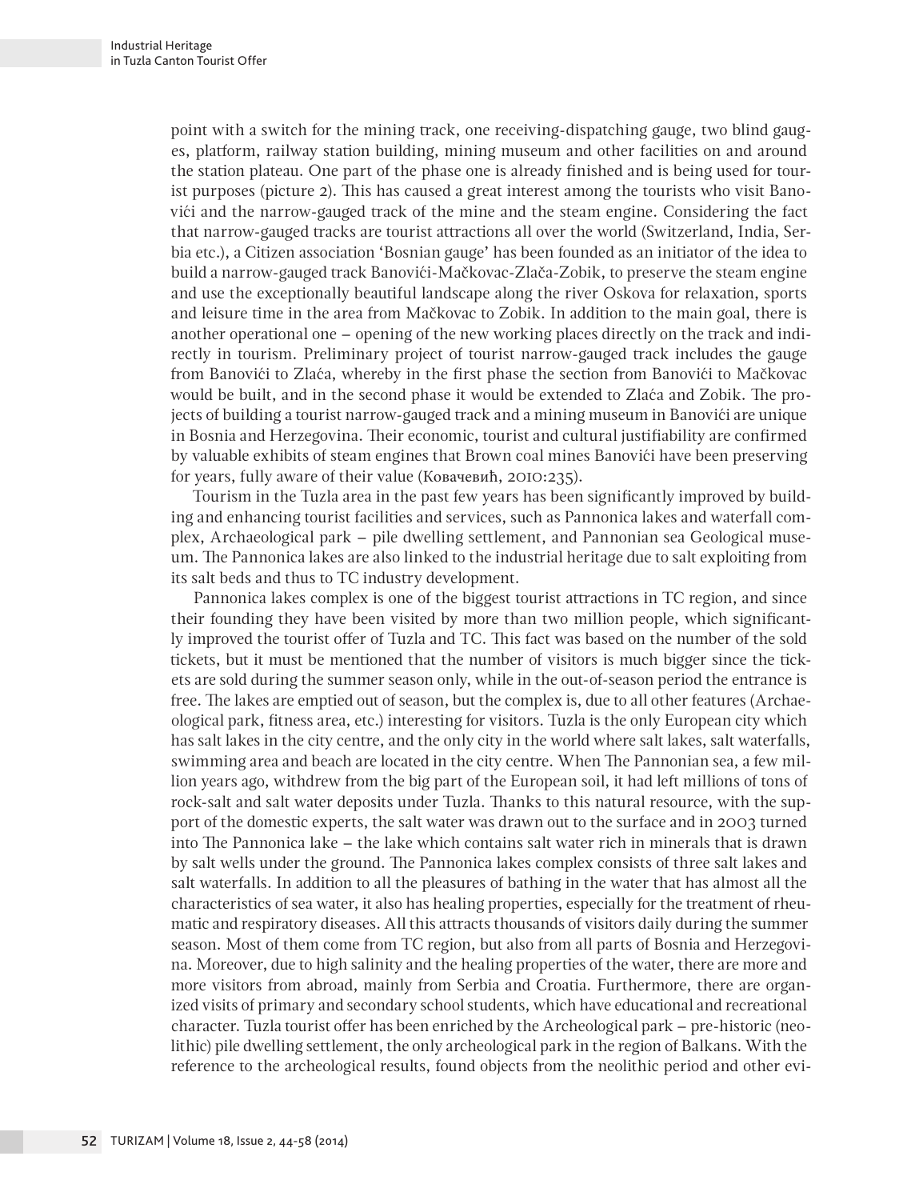point with a switch for the mining track, one receiving-dispatching gauge, two blind gauges, platform, railway station building, mining museum and other facilities on and around the station plateau. One part of the phase one is already finished and is being used for tourist purposes (picture 2). This has caused a great interest among the tourists who visit Banovići and the narrow-gauged track of the mine and the steam engine. Considering the fact that narrow-gauged tracks are tourist attractions all over the world (Switzerland, India, Serbia etc.), a Citizen association 'Bosnian gauge' has been founded as an initiator of the idea to build a narrow-gauged track Banovići-Mačkovac-Zlača-Zobik, to preserve the steam engine and use the exceptionally beautiful landscape along the river Oskova for relaxation, sports and leisure time in the area from Mačkovac to Zobik. In addition to the main goal, there is another operational one – opening of the new working places directly on the track and indirectly in tourism. Preliminary project of tourist narrow-gauged track includes the gauge from Banovići to Zlaća, whereby in the first phase the section from Banovići to Mačkovac would be built, and in the second phase it would be extended to Zlaća and Zobik. The projects of building a tourist narrow-gauged track and a mining museum in Banovići are unique in Bosnia and Herzegovina. Their economic, tourist and cultural justifiability are confirmed by valuable exhibits of steam engines that Brown coal mines Banovići have been preserving for years, fully aware of their value (Ковачевић, 2010:235).

Tourism in the Tuzla area in the past few years has been significantly improved by building and enhancing tourist facilities and services, such as Pannonica lakes and waterfall complex, Archaeological park – pile dwelling settlement, and Pannonian sea Geological museum. The Pannonica lakes are also linked to the industrial heritage due to salt exploiting from its salt beds and thus to TC industry development.

Pannonica lakes complex is one of the biggest tourist attractions in TC region, and since their founding they have been visited by more than two million people, which significantly improved the tourist offer of Tuzla and TC. This fact was based on the number of the sold tickets, but it must be mentioned that the number of visitors is much bigger since the tickets are sold during the summer season only, while in the out-of-season period the entrance is free. The lakes are emptied out of season, but the complex is, due to all other features (Archaeological park, fitness area, etc.) interesting for visitors. Tuzla is the only European city which has salt lakes in the city centre, and the only city in the world where salt lakes, salt waterfalls, swimming area and beach are located in the city centre. When The Pannonian sea, a few million years ago, withdrew from the big part of the European soil, it had left millions of tons of rock-salt and salt water deposits under Tuzla. Thanks to this natural resource, with the support of the domestic experts, the salt water was drawn out to the surface and in 2003 turned into The Pannonica lake – the lake which contains salt water rich in minerals that is drawn by salt wells under the ground. The Pannonica lakes complex consists of three salt lakes and salt waterfalls. In addition to all the pleasures of bathing in the water that has almost all the characteristics of sea water, it also has healing properties, especially for the treatment of rheumatic and respiratory diseases. All this attracts thousands of visitors daily during the summer season. Most of them come from TC region, but also from all parts of Bosnia and Herzegovina. Moreover, due to high salinity and the healing properties of the water, there are more and more visitors from abroad, mainly from Serbia and Croatia. Furthermore, there are organized visits of primary and secondary school students, which have educational and recreational character. Tuzla tourist offer has been enriched by the Archeological park – pre-historic (neolithic) pile dwelling settlement, the only archeological park in the region of Balkans. With the reference to the archeological results, found objects from the neolithic period and other evi-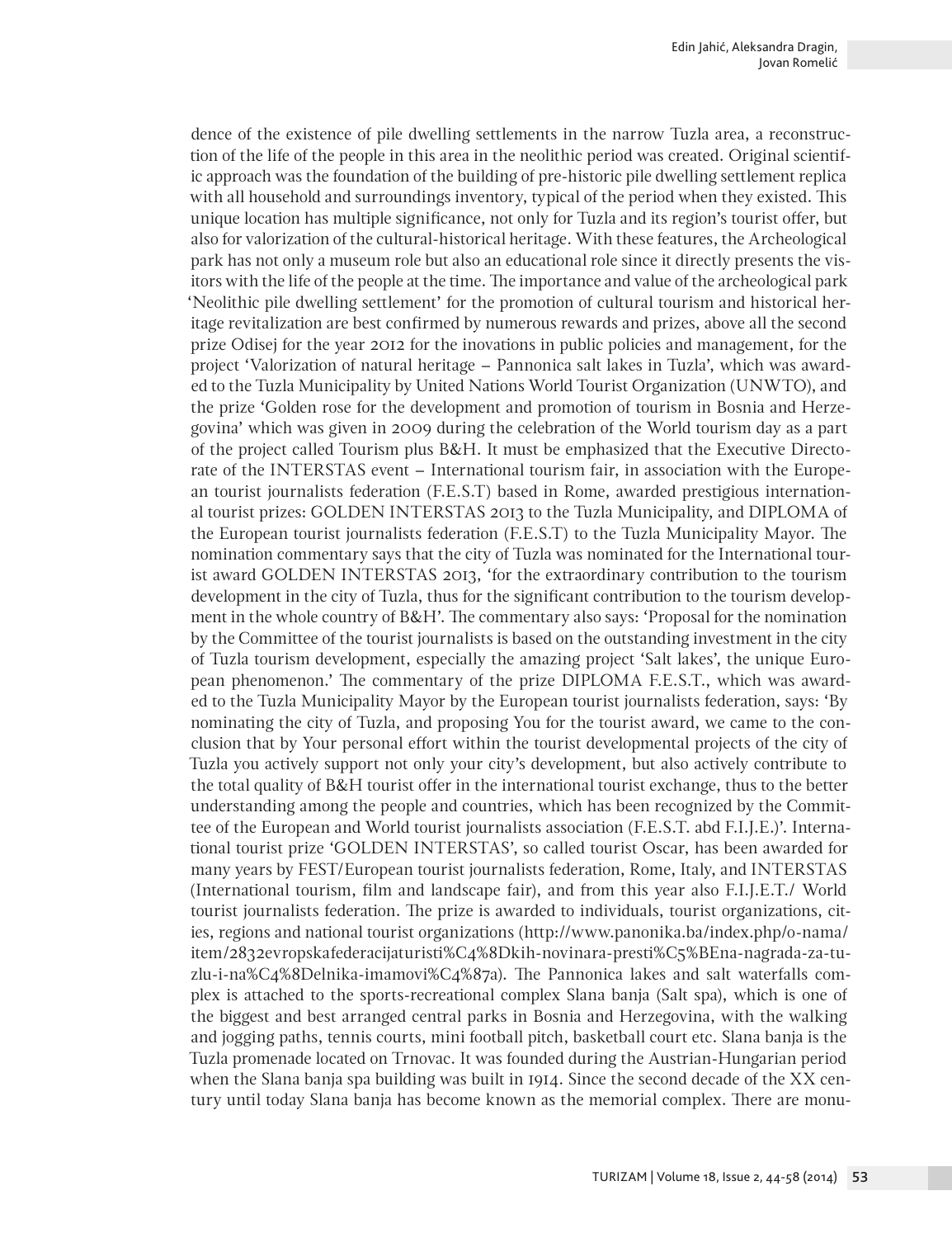dence of the existence of pile dwelling settlements in the narrow Tuzla area, a reconstruction of the life of the people in this area in the neolithic period was created. Original scientific approach was the foundation of the building of pre-historic pile dwelling settlement replica with all household and surroundings inventory, typical of the period when they existed. This unique location has multiple significance, not only for Tuzla and its region's tourist offer, but also for valorization of the cultural-historical heritage. With these features, the Archeological park has not only a museum role but also an educational role since it directly presents the visitors with the life of the people at the time. The importance and value of the archeological park 'Neolithic pile dwelling settlement' for the promotion of cultural tourism and historical heritage revitalization are best confirmed by numerous rewards and prizes, above all the second prize Odisej for the year 2012 for the inovations in public policies and management, for the project 'Valorization of natural heritage – Pannonica salt lakes in Tuzla', which was awarded to the Tuzla Municipality by United Nations World Tourist Organization (UNWTO), and the prize 'Golden rose for the development and promotion of tourism in Bosnia and Herzegovina' which was given in 2009 during the celebration of the World tourism day as a part of the project called Tourism plus B&H. It must be emphasized that the Executive Directorate of the INTERSTAS event – International tourism fair, in association with the European tourist journalists federation (F.E.S.T) based in Rome, awarded prestigious international tourist prizes: GOLDEN INTERSTAS 2013 to the Tuzla Municipality, and DIPLOMA of the European tourist journalists federation (F.E.S.T) to the Tuzla Municipality Mayor. The nomination commentary says that the city of Tuzla was nominated for the International tourist award GOLDEN INTERSTAS 2013, 'for the extraordinary contribution to the tourism development in the city of Tuzla, thus for the significant contribution to the tourism development in the whole country of B&H'. The commentary also says: 'Proposal for the nomination by the Committee of the tourist journalists is based on the outstanding investment in the city of Tuzla tourism development, especially the amazing project 'Salt lakes', the unique European phenomenon.' The commentary of the prize DIPLOMA F.E.S.T., which was awarded to the Tuzla Municipality Mayor by the European tourist journalists federation, says: 'By nominating the city of Tuzla, and proposing You for the tourist award, we came to the conclusion that by Your personal effort within the tourist developmental projects of the city of Tuzla you actively support not only your city's development, but also actively contribute to the total quality of B&H tourist offer in the international tourist exchange, thus to the better understanding among the people and countries, which has been recognized by the Committee of the European and World tourist journalists association (F.E.S.T. abd F.I.J.E.)'. International tourist prize 'GOLDEN INTERSTAS', so called tourist Oscar, has been awarded for many years by FEST/European tourist journalists federation, Rome, Italy, and INTERSTAS (International tourism, film and landscape fair), and from this year also F.I.J.E.T./ World tourist journalists federation. The prize is awarded to individuals, tourist organizations, cities, regions and national tourist organizations (http://www.panonika.ba/index.php/o-nama/item/2832evropskafederacijaturisti%C4%8Dkih-novinara-presti%C5%BEna-nagrada-za-tuzlu-i-na%C4%8Delnika-imamovi%C4%87a). The Pannonica lakes and salt waterfalls complex is attached to the sports-recreational complex Slana banja (Salt spa), which is one of the biggest and best arranged central parks in Bosnia and Herzegovina, with the walking and jogging paths, tennis courts, mini football pitch, basketball court etc. Slana banja is the Tuzla promenade located on Trnovac. It was founded during the Austrian-Hungarian period when the Slana banja spa building was built in 1914. Since the second decade of the XX century until today Slana banja has become known as the memorial complex. There are monu-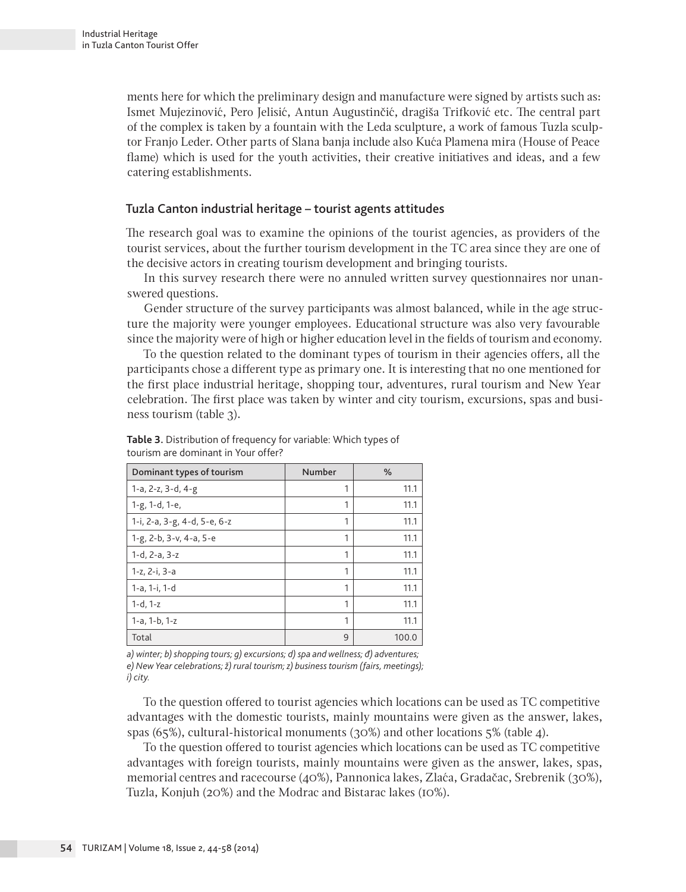ments here for which the preliminary design and manufacture were signed by artists such as: Ismet Mujezinović, Pero Jelisić, Antun Augustinčić, dragiša Trifković etc. The central part of the complex is taken by a fountain with the Leda sculpture, a work of famous Tuzla sculptor Franjo Leder. Other parts of Slana banja include also Kuća Plamena mira (House of Peace flame) which is used for the youth activities, their creative initiatives and ideas, and a few catering establishments.

## Tuzla Canton industrial heritage – tourist agents attitudes

The research goal was to examine the opinions of the tourist agencies, as providers of the tourist services, about the further tourism development in the TC area since they are one of the decisive actors in creating tourism development and bringing tourists.

In this survey research there were no annuled written survey questionnaires nor unanswered questions.

Gender structure of the survey participants was almost balanced, while in the age structure the majority were younger employees. Educational structure was also very favourable since the majority were of high or higher education level in the fields of tourism and economy.

To the question related to the dominant types of tourism in their agencies offers, all the participants chose a different type as primary one. It is interesting that no one mentioned for the first place industrial heritage, shopping tour, adventures, rural tourism and New Year celebration. The first place was taken by winter and city tourism, excursions, spas and business tourism (table 3).

**Table 3.** Distribution of frequency for variable: Which types of tourism are dominant in Your offer?

| Dominant types of tourism | Number | % |
|---|---|---|
| 1-a, 2-z, 3-d, 4-g | 1 | 11.1 |
| 1-g, 1-d, 1-e, | 1 | 11.1 |
| 1-i, 2-a, 3-g, 4-d, 5-e, 6-z | 1 | 11.1 |
| 1-g, 2-b, 3-v, 4-a, 5-e | 1 | 11.1 |
| 1-d, 2-a, 3-z | 1 | 11.1 |
| 1-z, 2-i, 3-a | 1 | 11.1 |
| 1-a, 1-i, 1-d | 1 | 11.1 |
| 1-d, 1-z | 1 | 11.1 |
| 1-a, 1-b, 1-z | 1 | 11.1 |
| Total | 9 | 100.0 |

*a) winter; b) shopping tours; g) excursions; d) spa and wellness; đ) adventures; e) New Year celebrations; ž) rural tourism; z) business tourism (fairs, meetings); i) city.*

To the question offered to tourist agencies which locations can be used as TC competitive advantages with the domestic tourists, mainly mountains were given as the answer, lakes, spas (65%), cultural-historical monuments (30%) and other locations 5% (table 4).

To the question offered to tourist agencies which locations can be used as TC competitive advantages with foreign tourists, mainly mountains were given as the answer, lakes, spas, memorial centres and racecourse (40%), Pannonica lakes, Zlaća, Gradačac, Srebrenik (30%), Tuzla, Konjuh (20%) and the Modrac and Bistarac lakes (10%).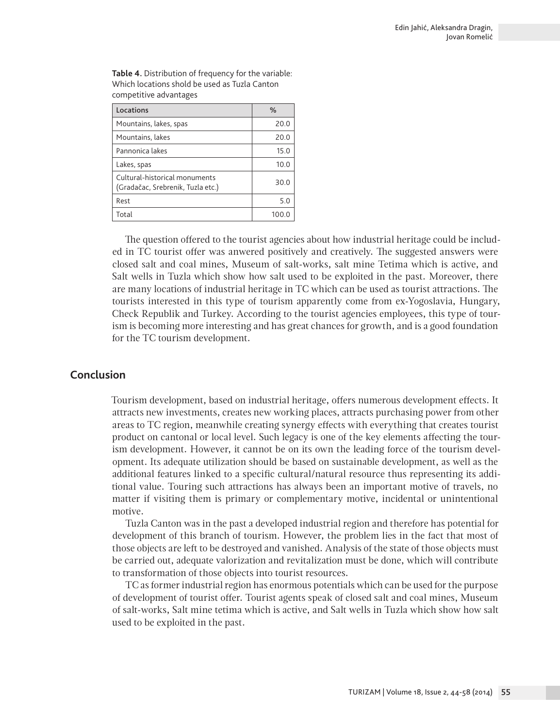**Table 4**. Distribution of frequency for the variable: Which locations shold be used as Tuzla Canton competitive advantages

| Locations | % |
|---|---|
| Mountains, lakes, spas | 20.0 |
| Mountains, lakes | 20.0 |
| Pannonica lakes | 15.0 |
| Lakes, spas | 10.0 |
| Cultural-historical monuments (Gradačac, Srebrenik, Tuzla etc.) | 30.0 |
| Rest | 5.0 |
| Total | 100.0 |

The question offered to the tourist agencies about how industrial heritage could be included in TC tourist offer was anwered positively and creatively. The suggested answers were closed salt and coal mines, Museum of salt-works, salt mine Tetima which is active, and Salt wells in Tuzla which show how salt used to be exploited in the past. Moreover, there are many locations of industrial heritage in TC which can be used as tourist attractions. The tourists interested in this type of tourism apparently come from ex-Yogoslavia, Hungary, Check Republik and Turkey. According to the tourist agencies employees, this type of tourism is becoming more interesting and has great chances for growth, and is a good foundation for the TC tourism development.

## Conclusion

Tourism development, based on industrial heritage, offers numerous development effects. It attracts new investments, creates new working places, attracts purchasing power from other areas to TC region, meanwhile creating synergy effects with everything that creates tourist product on cantonal or local level. Such legacy is one of the key elements affecting the tourism development. However, it cannot be on its own the leading force of the tourism development. Its adequate utilization should be based on sustainable development, as well as the additional features linked to a specific cultural/natural resource thus representing its additional value. Touring such attractions has always been an important motive of travels, no matter if visiting them is primary or complementary motive, incidental or unintentional motive.

Tuzla Canton was in the past a developed industrial region and therefore has potential for development of this branch of tourism. However, the problem lies in the fact that most of those objects are left to be destroyed and vanished. Analysis of the state of those objects must be carried out, adequate valorization and revitalization must be done, which will contribute to transformation of those objects into tourist resources.

TC as former industrial region has enormous potentials which can be used for the purpose of development of tourist offer. Tourist agents speak of closed salt and coal mines, Museum of salt-works, Salt mine tetima which is active, and Salt wells in Tuzla which show how salt used to be exploited in the past.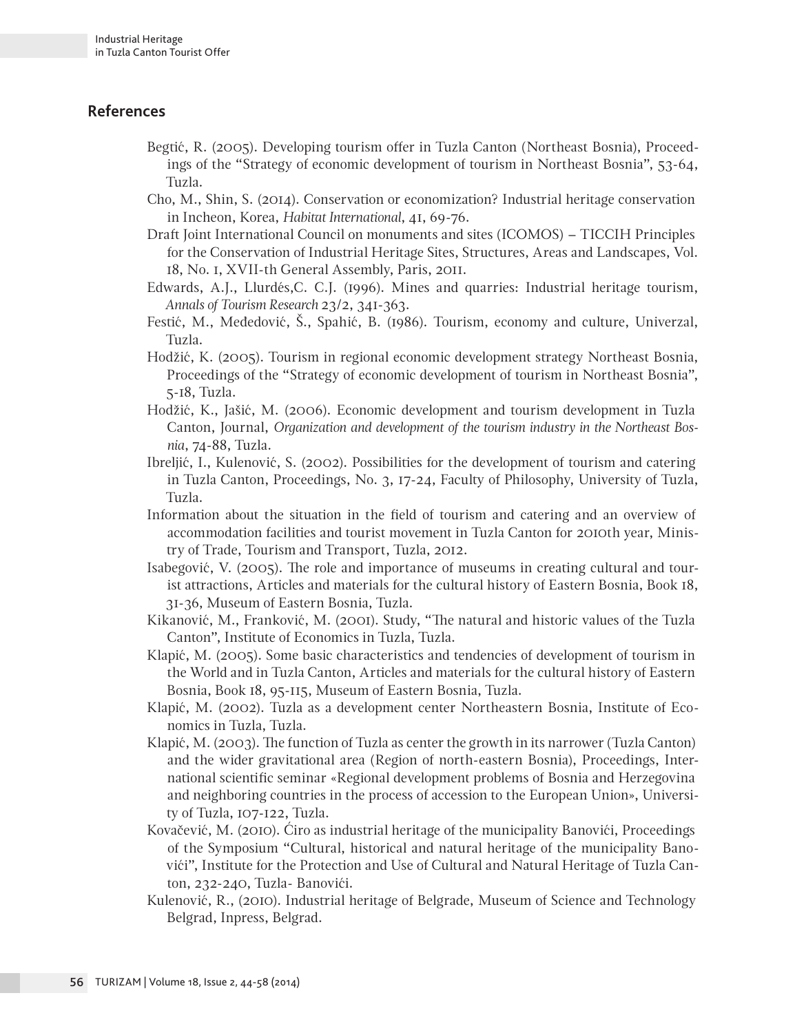## References

Begtić, R. (2005). Developing tourism offer in Tuzla Canton (Northeast Bosnia), Proceedings of the "Strategy of economic development of tourism in Northeast Bosnia", 53-64, Tuzla.

Cho, M., Shin, S. (2014). Conservation or economization? Industrial heritage conservation in Incheon, Korea, *Habitat International*, 41, 69-76.

Draft Joint International Council on monuments and sites (ICOMOS) – TICCIH Principles for the Conservation of Industrial Heritage Sites, Structures, Areas and Landscapes, Vol. 18, No. 1, XVII-th General Assembly, Paris, 2011.

Edwards, A.J., Llurdés,C. C.J. (1996). Mines and quarries: Industrial heritage tourism, *Annals of Tourism Research* 23/2, 341-363.

Festić, M., Međedović, Š., Spahić, B. (1986). Tourism, economy and culture, Univerzal, Tuzla.

Hodžić, K. (2005). Tourism in regional economic development strategy Northeast Bosnia, Proceedings of the "Strategy of economic development of tourism in Northeast Bosnia", 5-18, Tuzla.

Hodžić, K., Jašić, M. (2006). Economic development and tourism development in Tuzla Canton, Journal, *Organization and development of the tourism industry in the Northeast Bosnia*, 74-88, Tuzla.

Ibreljić, I., Kulenović, S. (2002). Possibilities for the development of tourism and catering in Tuzla Canton, Proceedings, No. 3, 17-24, Faculty of Philosophy, University of Tuzla, Tuzla.

Information about the situation in the field of tourism and catering and an overview of accommodation facilities and tourist movement in Tuzla Canton for 2010th year, Ministry of Trade, Tourism and Transport, Tuzla, 2012.

Isabegović, V. (2005). The role and importance of museums in creating cultural and tourist attractions, Articles and materials for the cultural history of Eastern Bosnia, Book 18, 31-36, Museum of Eastern Bosnia, Tuzla.

Kikanović, M., Franković, M. (2001). Study, "The natural and historic values of the Tuzla Canton", Institute of Economics in Tuzla, Tuzla.

Klapić, M. (2005). Some basic characteristics and tendencies of development of tourism in the World and in Tuzla Canton, Articles and materials for the cultural history of Eastern Bosnia, Book 18, 95-115, Museum of Eastern Bosnia, Tuzla.

Klapić, M. (2002). Tuzla as a development center Northeastern Bosnia, Institute of Economics in Tuzla, Tuzla.

Klapić, M. (2003). The function of Tuzla as center the growth in its narrower (Tuzla Canton) and the wider gravitational area (Region of north-eastern Bosnia), Proceedings, International scientific seminar «Regional development problems of Bosnia and Herzegovina and neighboring countries in the process of accession to the European Union», University of Tuzla, 107-122, Tuzla.

Kovačević, M. (2010). Ćiro as industrial heritage of the municipality Banovići, Proceedings of the Symposium "Cultural, historical and natural heritage of the municipality Banovići", Institute for the Protection and Use of Cultural and Natural Heritage of Tuzla Canton, 232-240, Tuzla- Banovići.

Kulenović, R., (2010). Industrial heritage of Belgrade, Museum of Science and Technology Belgrad, Inpress, Belgrad.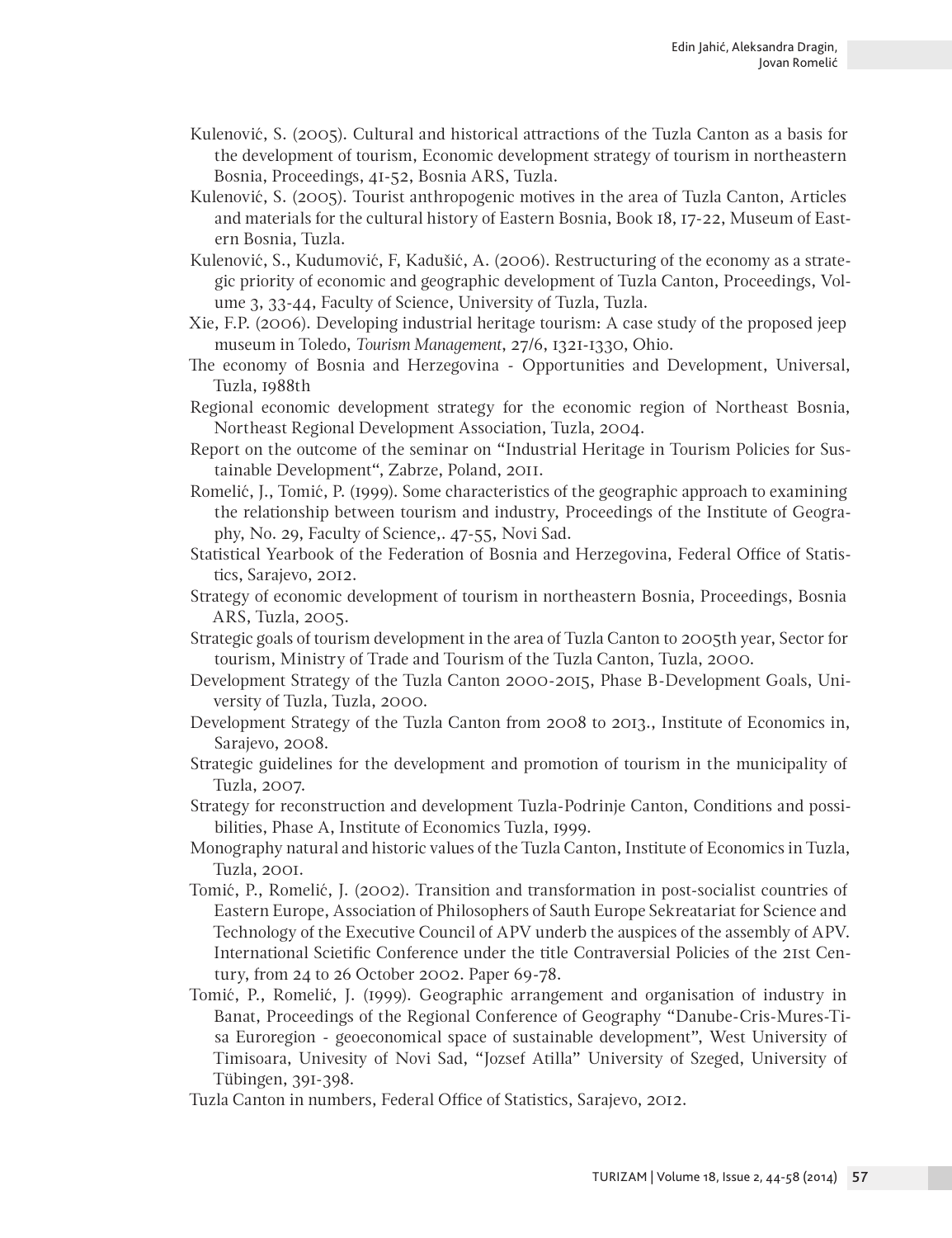Kulenović, S. (2005). Cultural and historical attractions of the Tuzla Canton as a basis for the development of tourism, Economic development strategy of tourism in northeastern Bosnia, Proceedings, 41-52, Bosnia ARS, Tuzla.

Kulenović, S. (2005). Tourist anthropogenic motives in the area of Tuzla Canton, Articles and materials for the cultural history of Eastern Bosnia, Book 18, 17-22, Museum of Eastern Bosnia, Tuzla.

Kulenović, S., Kudumović, F, Kadušić, A. (2006). Restructuring of the economy as a strategic priority of economic and geographic development of Tuzla Canton, Proceedings, Volume 3, 33-44, Faculty of Science, University of Tuzla, Tuzla.

Xie, F.P. (2006). Developing industrial heritage tourism: A case study of the proposed jeep museum in Toledo, *Tourism Management*, 27/6, 1321-1330, Ohio.

The economy of Bosnia and Herzegovina - Opportunities and Development, Universal, Tuzla, 1988th

Regional economic development strategy for the economic region of Northeast Bosnia, Northeast Regional Development Association, Tuzla, 2004.

Report on the outcome of the seminar on "Industrial Heritage in Tourism Policies for Sustainable Development", Zabrze, Poland, 2011.

Romelić, J., Tomić, P. (1999). Some characteristics of the geographic approach to examining the relationship between tourism and industry, Proceedings of the Institute of Geography, No. 29, Faculty of Science,. 47-55, Novi Sad.

Statistical Yearbook of the Federation of Bosnia and Herzegovina, Federal Office of Statistics, Sarajevo, 2012.

Strategy of economic development of tourism in northeastern Bosnia, Proceedings, Bosnia ARS, Tuzla, 2005.

Strategic goals of tourism development in the area of Tuzla Canton to 2005th year, Sector for tourism, Ministry of Trade and Tourism of the Tuzla Canton, Tuzla, 2000.

Development Strategy of the Tuzla Canton 2000-2015, Phase B-Development Goals, University of Tuzla, Tuzla, 2000.

Development Strategy of the Tuzla Canton from 2008 to 2013., Institute of Economics in, Sarajevo, 2008.

Strategic guidelines for the development and promotion of tourism in the municipality of Tuzla, 2007.

Strategy for reconstruction and development Tuzla-Podrinje Canton, Conditions and possibilities, Phase A, Institute of Economics Tuzla, 1999.

Monography natural and historic values of the Tuzla Canton, Institute of Economics in Tuzla, Tuzla, 2001.

Tomić, P., Romelić, J. (2002). Transition and transformation in post-socialist countries of Eastern Europe, Association of Philosophers of Sauth Europe Sekreatariat for Science and Technology of the Executive Council of APV underb the auspices of the assembly of APV. International Scietific Conference under the title Contraversial Policies of the 21st Century, from 24 to 26 October 2002. Paper 69-78.

Tomić, P., Romelić, J. (1999). Geographic arrangement and organisation of industry in Banat, Proceedings of the Regional Conference of Geography "Danube-Cris-Mures-Tisa Euroregion - geoeconomical space of sustainable development", West University of Timisoara, Univesity of Novi Sad, "Jozsef Atilla" University of Szeged, University of Tübingen, 391-398.

Tuzla Canton in numbers, Federal Office of Statistics, Sarajevo, 2012.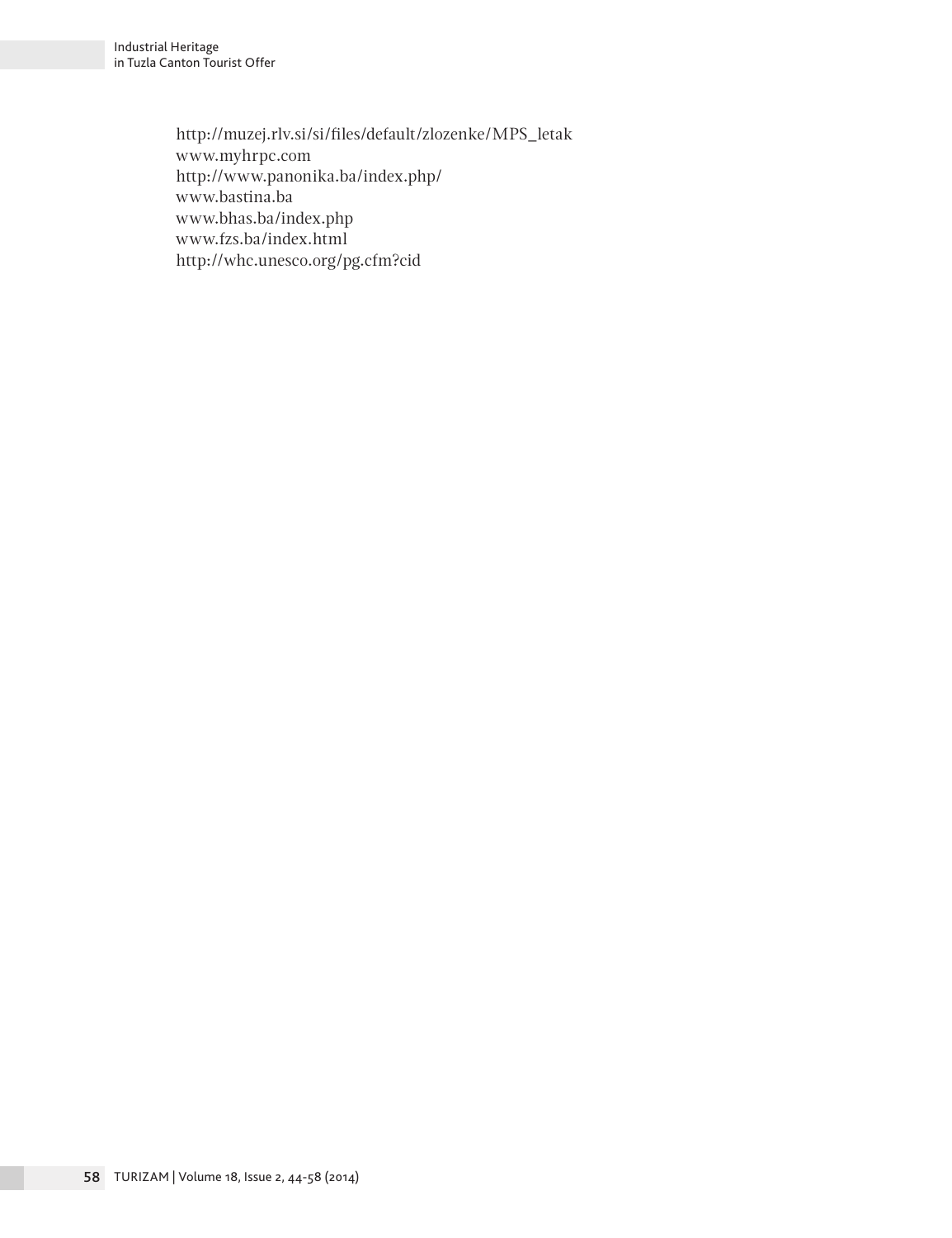http://muzej.rlv.si/si/files/default/zlozenke/MPS_letak
www.myhrpc.com
http://www.panonika.ba/index.php/
www.bastina.ba
www.bhas.ba/index.php
www.fzs.ba/index.html
http://whc.unesco.org/pg.cfm?cid